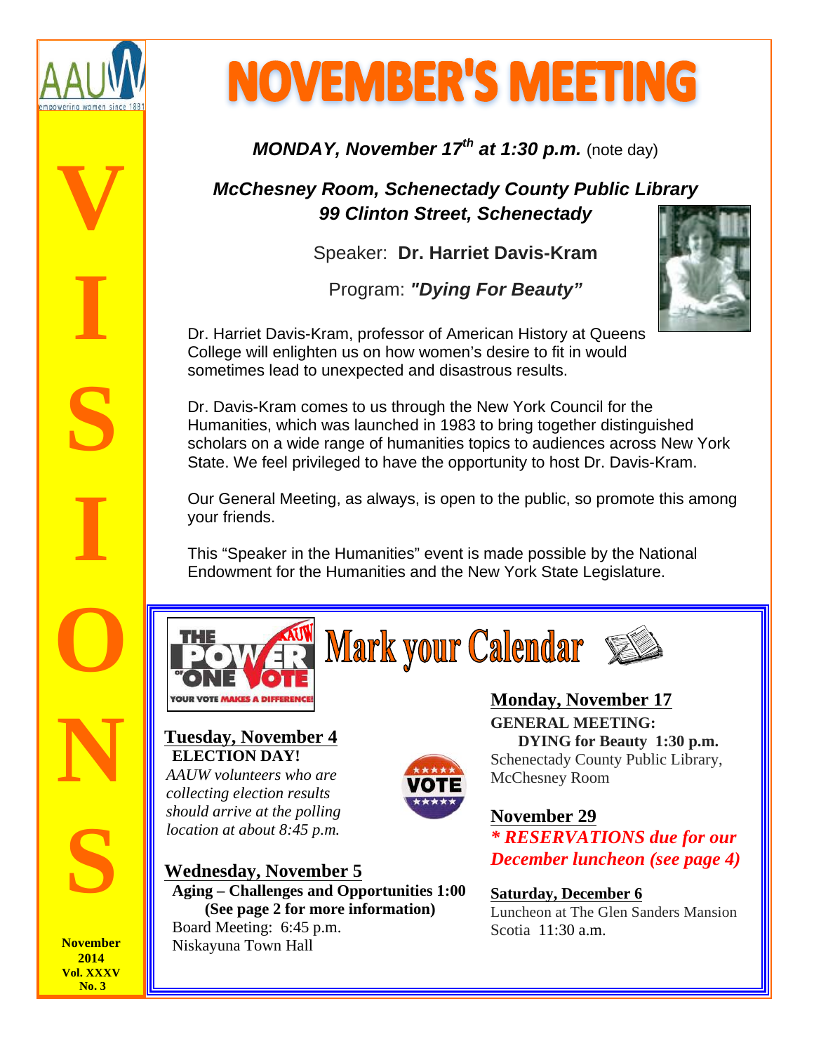# NOVEMBER'S MEETING

**VISIONS**

November 2014
Vol. XXXV
No. 3

***MONDAY, November 17th at 1:30 p.m.*** (note day)

***McChesney Room, Schenectady County Public Library***
***99 Clinton Street, Schenectady***

Speaker: **Dr. Harriet Davis-Kram**

Program: ***"Dying For Beauty"***

Dr. Harriet Davis-Kram, professor of American History at Queens College will enlighten us on how women's desire to fit in would sometimes lead to unexpected and disastrous results.

Dr. Davis-Kram comes to us through the New York Council for the Humanities, which was launched in 1983 to bring together distinguished scholars on a wide range of humanities topics to audiences across New York State. We feel privileged to have the opportunity to host Dr. Davis-Kram.

Our General Meeting, as always, is open to the public, so promote this among your friends.

This "Speaker in the Humanities" event is made possible by the National Endowment for the Humanities and the New York State Legislature.

## Mark your Calendar

**Tuesday, November 4**
**ELECTION DAY!**
*AAUW volunteers who are collecting election results should arrive at the polling location at about 8:45 p.m.*

**Wednesday, November 5**
**Aging – Challenges and Opportunities 1:00**
**(See page 2 for more information)**
Board Meeting: 6:45 p.m.
Niskayuna Town Hall

**Monday, November 17**
**GENERAL MEETING:**
**DYING for Beauty 1:30 p.m.**
Schenectady County Public Library, McChesney Room

**November 29**
***\* RESERVATIONS due for our December luncheon (see page 4)***

**Saturday, December 6**
Luncheon at The Glen Sanders Mansion
Scotia 11:30 a.m.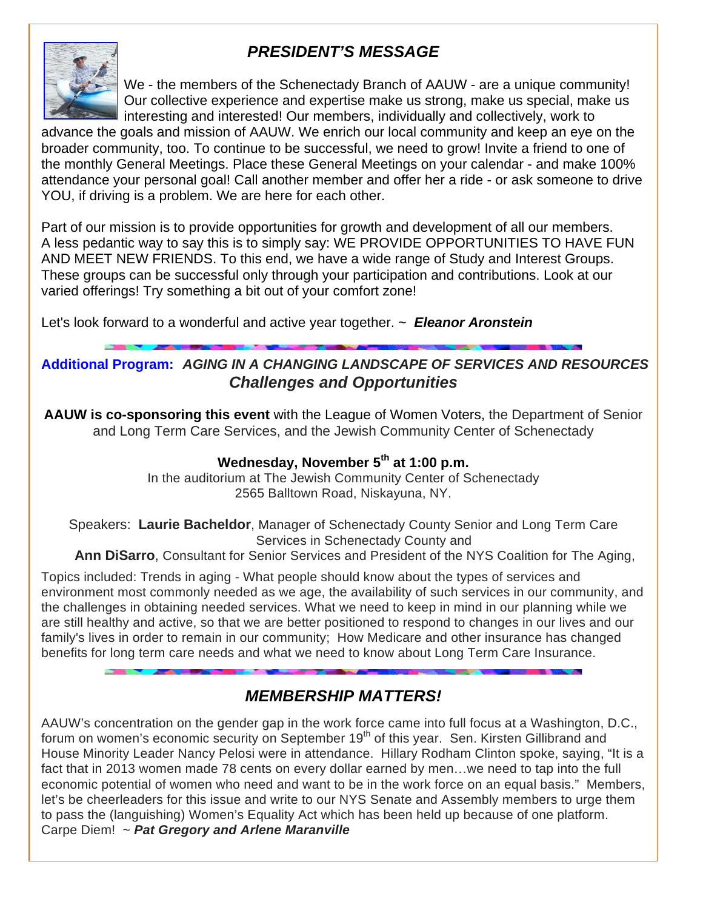## *PRESIDENT'S MESSAGE*

We - the members of the Schenectady Branch of AAUW - are a unique community! Our collective experience and expertise make us strong, make us special, make us interesting and interested! Our members, individually and collectively, work to advance the goals and mission of AAUW. We enrich our local community and keep an eye on the broader community, too. To continue to be successful, we need to grow! Invite a friend to one of the monthly General Meetings. Place these General Meetings on your calendar - and make 100% attendance your personal goal! Call another member and offer her a ride - or ask someone to drive YOU, if driving is a problem. We are here for each other.

Part of our mission is to provide opportunities for growth and development of all our members. A less pedantic way to say this is to simply say: WE PROVIDE OPPORTUNITIES TO HAVE FUN AND MEET NEW FRIENDS. To this end, we have a wide range of Study and Interest Groups. These groups can be successful only through your participation and contributions. Look at our varied offerings! Try something a bit out of your comfort zone!

Let's look forward to a wonderful and active year together. ~ ***Eleanor Aronstein***

---

**Additional Program:** ***AGING IN A CHANGING LANDSCAPE OF SERVICES AND RESOURCES***
***Challenges and Opportunities***

**AAUW is co-sponsoring this event** with the League of Women Voters, the Department of Senior and Long Term Care Services, and the Jewish Community Center of Schenectady

**Wednesday, November 5th at 1:00 p.m.**
In the auditorium at The Jewish Community Center of Schenectady
2565 Balltown Road, Niskayuna, NY.

Speakers: **Laurie Bacheldor**, Manager of Schenectady County Senior and Long Term Care Services in Schenectady County and
**Ann DiSarro**, Consultant for Senior Services and President of the NYS Coalition for The Aging,

Topics included: Trends in aging - What people should know about the types of services and environment most commonly needed as we age, the availability of such services in our community, and the challenges in obtaining needed services. What we need to keep in mind in our planning while we are still healthy and active, so that we are better positioned to respond to changes in our lives and our family's lives in order to remain in our community; How Medicare and other insurance has changed benefits for long term care needs and what we need to know about Long Term Care Insurance.

---

## *MEMBERSHIP MATTERS!*

AAUW's concentration on the gender gap in the work force came into full focus at a Washington, D.C., forum on women's economic security on September 19th of this year. Sen. Kirsten Gillibrand and House Minority Leader Nancy Pelosi were in attendance. Hillary Rodham Clinton spoke, saying, "It is a fact that in 2013 women made 78 cents on every dollar earned by men…we need to tap into the full economic potential of women who need and want to be in the work force on an equal basis." Members, let's be cheerleaders for this issue and write to our NYS Senate and Assembly members to urge them to pass the (languishing) Women's Equality Act which has been held up because of one platform. Carpe Diem! ~ ***Pat Gregory and Arlene Maranville***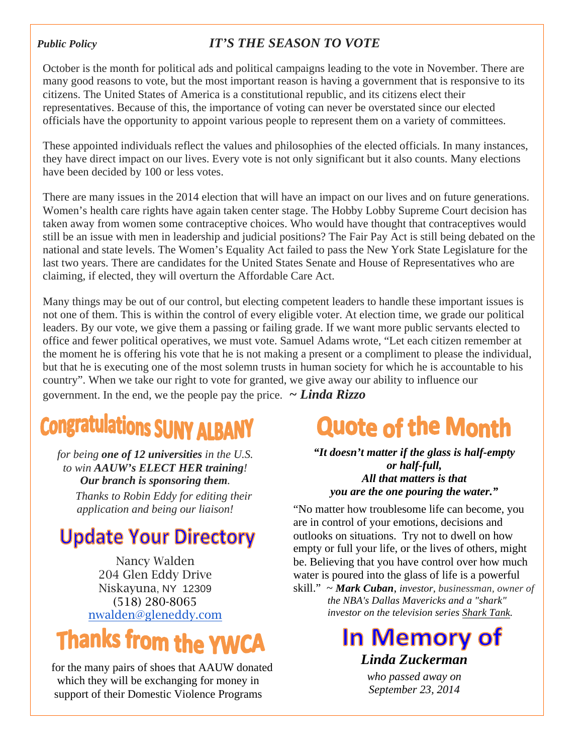*Public Policy*

## *IT'S THE SEASON TO VOTE*

October is the month for political ads and political campaigns leading to the vote in November. There are many good reasons to vote, but the most important reason is having a government that is responsive to its citizens. The United States of America is a constitutional republic, and its citizens elect their representatives. Because of this, the importance of voting can never be overstated since our elected officials have the opportunity to appoint various people to represent them on a variety of committees.

These appointed individuals reflect the values and philosophies of the elected officials. In many instances, they have direct impact on our lives. Every vote is not only significant but it also counts. Many elections have been decided by 100 or less votes.

There are many issues in the 2014 election that will have an impact on our lives and on future generations. Women's health care rights have again taken center stage. The Hobby Lobby Supreme Court decision has taken away from women some contraceptive choices. Who would have thought that contraceptives would still be an issue with men in leadership and judicial positions? The Fair Pay Act is still being debated on the national and state levels. The Women's Equality Act failed to pass the New York State Legislature for the last two years. There are candidates for the United States Senate and House of Representatives who are claiming, if elected, they will overturn the Affordable Care Act.

Many things may be out of our control, but electing competent leaders to handle these important issues is not one of them. This is within the control of every eligible voter. At election time, we grade our political leaders. By our vote, we give them a passing or failing grade. If we want more public servants elected to office and fewer political operatives, we must vote. Samuel Adams wrote, "Let each citizen remember at the moment he is offering his vote that he is not making a present or a compliment to please the individual, but that he is executing one of the most solemn trusts in human society for which he is accountable to his country". When we take our right to vote for granted, we give away our ability to influence our government. In the end, we the people pay the price. ***~ Linda Rizzo***

## Congratulations SUNY ALBANY

*for being **one of 12 universities** in the U.S. to win **AAUW's ELECT HER training**!*
***Our branch is sponsoring them**.*

*Thanks to Robin Eddy for editing their application and being our liaison!*

## Update Your Directory

Nancy Walden
204 Glen Eddy Drive
Niskayuna, NY 12309
(518) 280-8065
nwalden@gleneddy.com

## Thanks from the YWCA

for the many pairs of shoes that AAUW donated which they will be exchanging for money in support of their Domestic Violence Programs

## Quote of the Month

***"It doesn't matter if the glass is half-empty or half-full,
All that matters is that
you are the one pouring the water."***

"No matter how troublesome life can become, you are in control of your emotions, decisions and outlooks on situations. Try not to dwell on how empty or full your life, or the lives of others, might be. Believing that you have control over how much water is poured into the glass of life is a powerful skill." ~ ***Mark Cuban***, *investor, businessman, owner of the NBA's Dallas Mavericks and a "shark" investor on the television series Shark Tank.*

## In Memory of

***Linda Zuckerman***

*who passed away on September 23, 2014*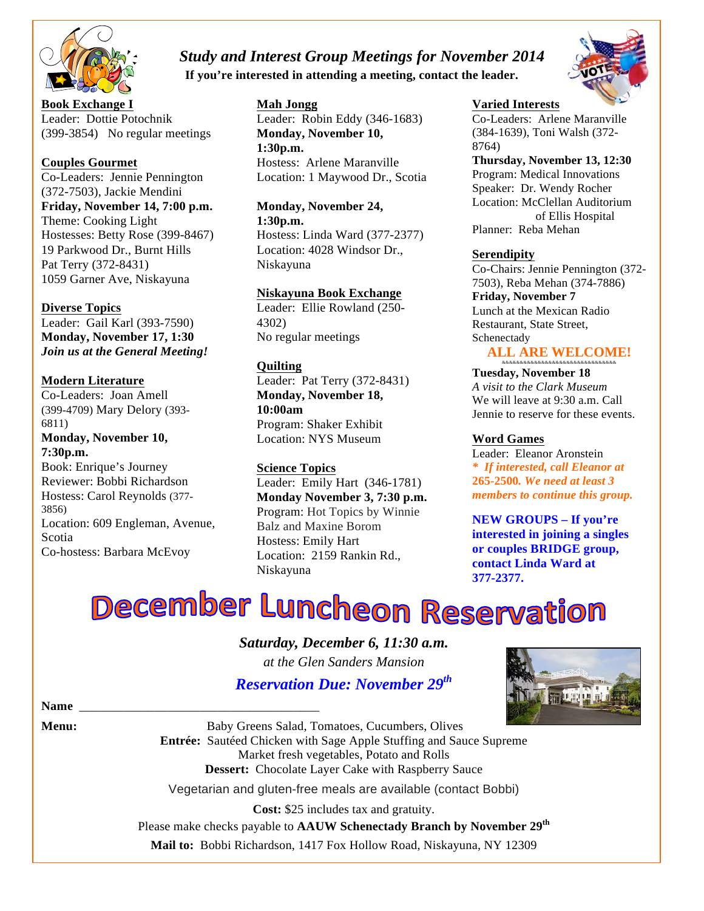# *Study and Interest Group Meetings for November 2014*

**If you're interested in attending a meeting, contact the leader.**

**Book Exchange I**
Leader: Dottie Potochnik (399-3854) No regular meetings

**Couples Gourmet**
Co-Leaders: Jennie Pennington (372-7503), Jackie Mendini
**Friday, November 14, 7:00 p.m.**
Theme: Cooking Light
Hostesses: Betty Rose (399-8467) 19 Parkwood Dr., Burnt Hills
Pat Terry (372-8431)
1059 Garner Ave, Niskayuna

**Diverse Topics**
Leader: Gail Karl (393-7590)
**Monday, November 17, 1:30**
***Join us at the General Meeting!***

**Modern Literature**
Co-Leaders: Joan Amell (399-4709) Mary Delory (393-6811)
**Monday, November 10, 7:30p.m.**
Book: Enrique's Journey
Reviewer: Bobbi Richardson
Hostess: Carol Reynolds (377-3856)
Location: 609 Engleman, Avenue, Scotia
Co-hostess: Barbara McEvoy

**Mah Jongg**
Leader: Robin Eddy (346-1683)
**Monday, November 10, 1:30p.m.**
Hostess: Arlene Maranville
Location: 1 Maywood Dr., Scotia

**Monday, November 24, 1:30p.m.**
Hostess: Linda Ward (377-2377)
Location: 4028 Windsor Dr., Niskayuna

**Niskayuna Book Exchange**
Leader: Ellie Rowland (250-4302)
No regular meetings

**Quilting**
Leader: Pat Terry (372-8431)
**Monday, November 18, 10:00am**
Program: Shaker Exhibit
Location: NYS Museum

**Science Topics**
Leader: Emily Hart (346-1781)
**Monday November 3, 7:30 p.m.**
Program: Hot Topics by Winnie Balz and Maxine Borom
Hostess: Emily Hart
Location: 2159 Rankin Rd., Niskayuna

**Varied Interests**
Co-Leaders: Arlene Maranville (384-1639), Toni Walsh (372-8764)
**Thursday, November 13, 12:30**
Program: Medical Innovations
Speaker: Dr. Wendy Rocher
Location: McClellan Auditorium of Ellis Hospital
Planner: Reba Mehan

**Serendipity**
Co-Chairs: Jennie Pennington (372-7503), Reba Mehan (374-7886)
**Friday, November 7**
Lunch at the Mexican Radio Restaurant, State Street, Schenectady

**ALL ARE WELCOME!**

**Tuesday, November 18**
*A visit to the Clark Museum*
We will leave at 9:30 a.m. Call Jennie to reserve for these events.

**Word Games**
Leader: Eleanor Aronstein
***\* If interested, call Eleanor at 265-2500. We need at least 3 members to continue this group.***

**NEW GROUPS – If you're interested in joining a singles or couples BRIDGE group, contact Linda Ward at 377-2377.**

# December Luncheon Reservation

***Saturday, December 6, 11:30 a.m.***
*at the Glen Sanders Mansion*
***Reservation Due: November 29th***

**Name** ______________________________________

**Menu:** Baby Greens Salad, Tomatoes, Cucumbers, Olives
**Entrée:** Sautéed Chicken with Sage Apple Stuffing and Sauce Supreme
Market fresh vegetables, Potato and Rolls
**Dessert:** Chocolate Layer Cake with Raspberry Sauce

Vegetarian and gluten-free meals are available (contact Bobbi)

**Cost:** $25 includes tax and gratuity.

Please make checks payable to **AAUW Schenectady Branch by November 29th**

**Mail to:** Bobbi Richardson, 1417 Fox Hollow Road, Niskayuna, NY 12309